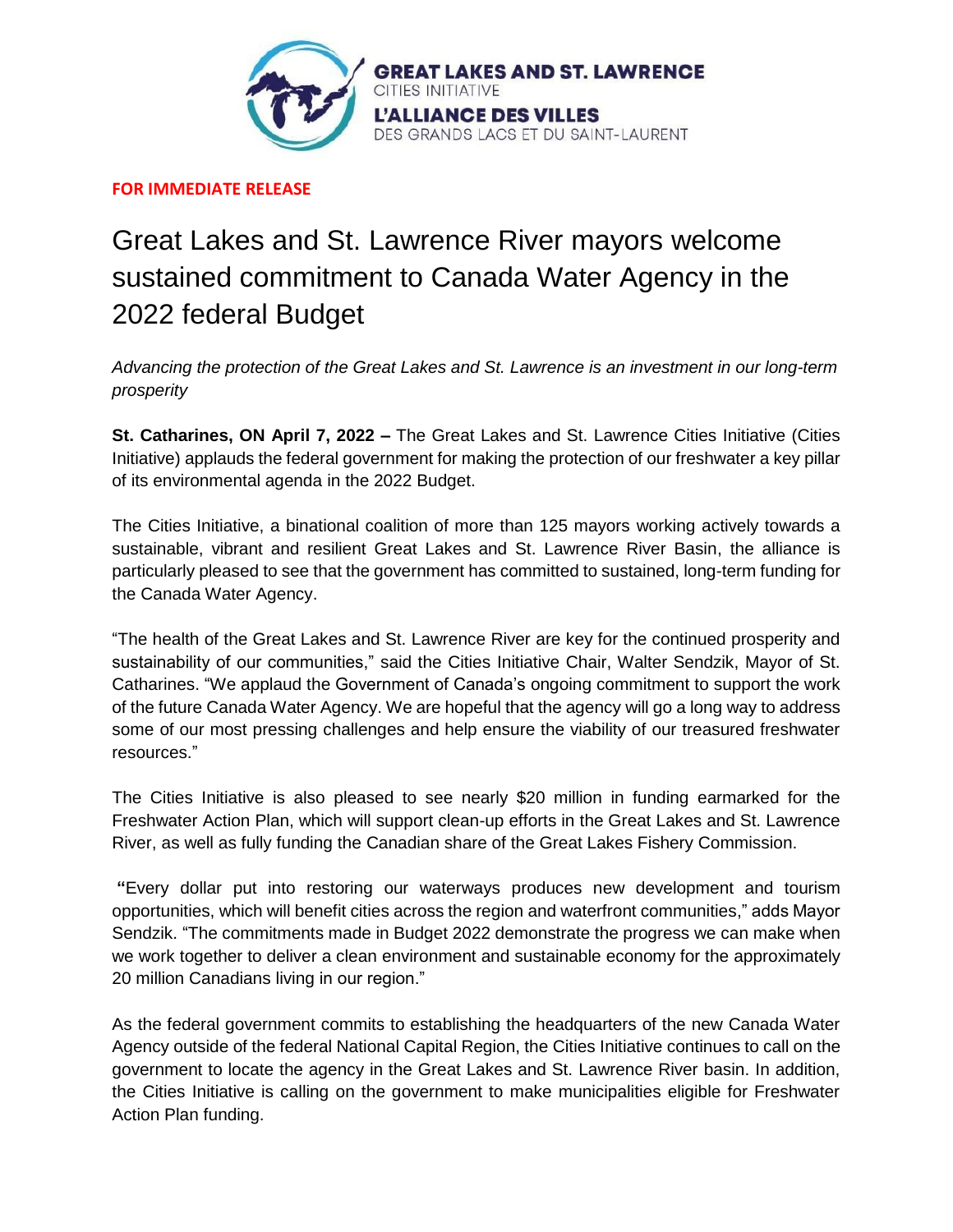**GREAT LAKES AND ST. LAWRENCE**
CITIES INITIATIVE
**L'ALLIANCE DES VILLES**
DES GRANDS LACS ET DU SAINT-LAURENT

**FOR IMMEDIATE RELEASE**

# Great Lakes and St. Lawrence River mayors welcome sustained commitment to Canada Water Agency in the 2022 federal Budget

*Advancing the protection of the Great Lakes and St. Lawrence is an investment in our long-term prosperity*

**St. Catharines, ON April 7, 2022 –** The Great Lakes and St. Lawrence Cities Initiative (Cities Initiative) applauds the federal government for making the protection of our freshwater a key pillar of its environmental agenda in the 2022 Budget.

The Cities Initiative, a binational coalition of more than 125 mayors working actively towards a sustainable, vibrant and resilient Great Lakes and St. Lawrence River Basin, the alliance is particularly pleased to see that the government has committed to sustained, long-term funding for the Canada Water Agency.

"The health of the Great Lakes and St. Lawrence River are key for the continued prosperity and sustainability of our communities," said the Cities Initiative Chair, Walter Sendzik, Mayor of St. Catharines. "We applaud the Government of Canada's ongoing commitment to support the work of the future Canada Water Agency. We are hopeful that the agency will go a long way to address some of our most pressing challenges and help ensure the viability of our treasured freshwater resources."

The Cities Initiative is also pleased to see nearly $20 million in funding earmarked for the Freshwater Action Plan, which will support clean-up efforts in the Great Lakes and St. Lawrence River, as well as fully funding the Canadian share of the Great Lakes Fishery Commission.

"Every dollar put into restoring our waterways produces new development and tourism opportunities, which will benefit cities across the region and waterfront communities," adds Mayor Sendzik. "The commitments made in Budget 2022 demonstrate the progress we can make when we work together to deliver a clean environment and sustainable economy for the approximately 20 million Canadians living in our region."

As the federal government commits to establishing the headquarters of the new Canada Water Agency outside of the federal National Capital Region, the Cities Initiative continues to call on the government to locate the agency in the Great Lakes and St. Lawrence River basin. In addition, the Cities Initiative is calling on the government to make municipalities eligible for Freshwater Action Plan funding.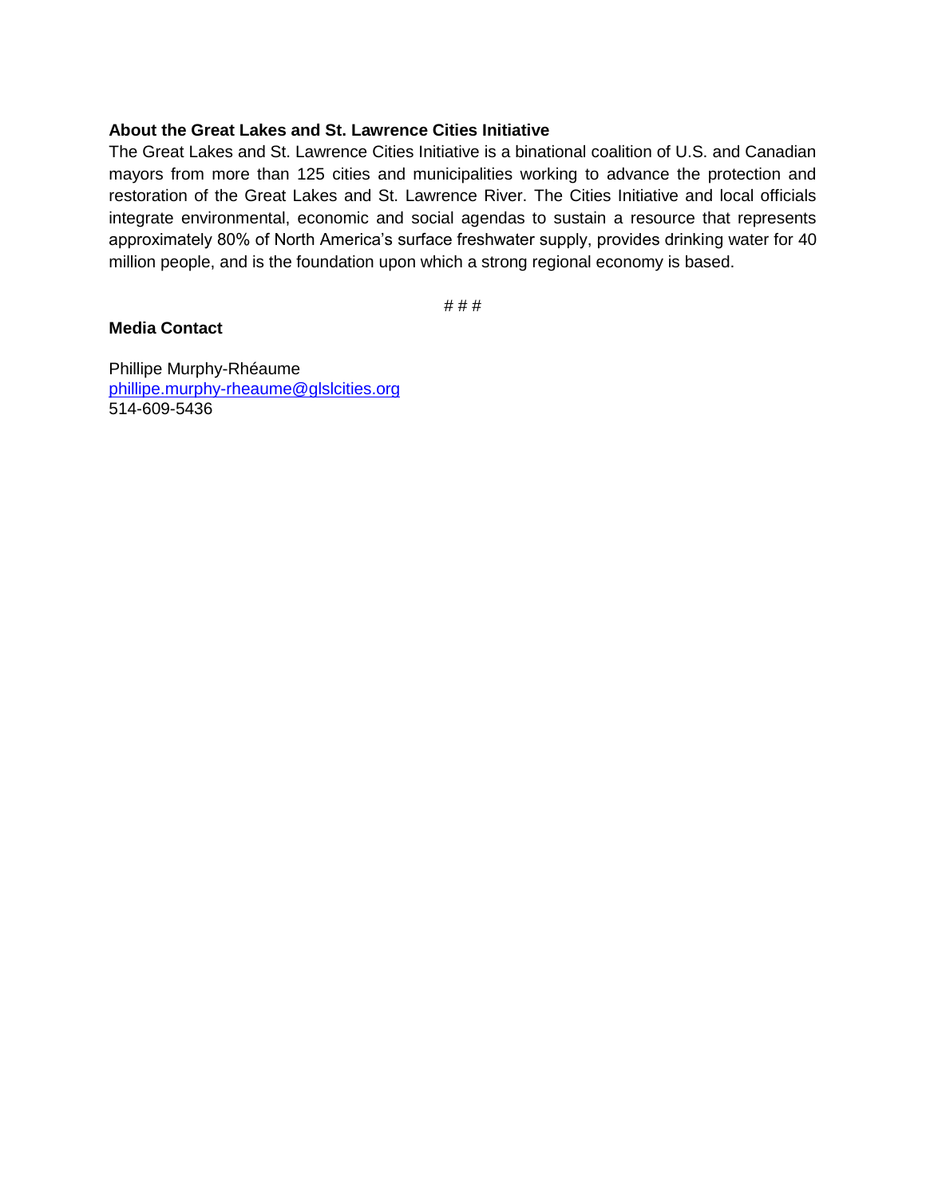**About the Great Lakes and St. Lawrence Cities Initiative**

The Great Lakes and St. Lawrence Cities Initiative is a binational coalition of U.S. and Canadian mayors from more than 125 cities and municipalities working to advance the protection and restoration of the Great Lakes and St. Lawrence River. The Cities Initiative and local officials integrate environmental, economic and social agendas to sustain a resource that represents approximately 80% of North America's surface freshwater supply, provides drinking water for 40 million people, and is the foundation upon which a strong regional economy is based.

# # #

**Media Contact**

Phillipe Murphy-Rhéaume
phillipe.murphy-rheaume@glslcities.org
514-609-5436